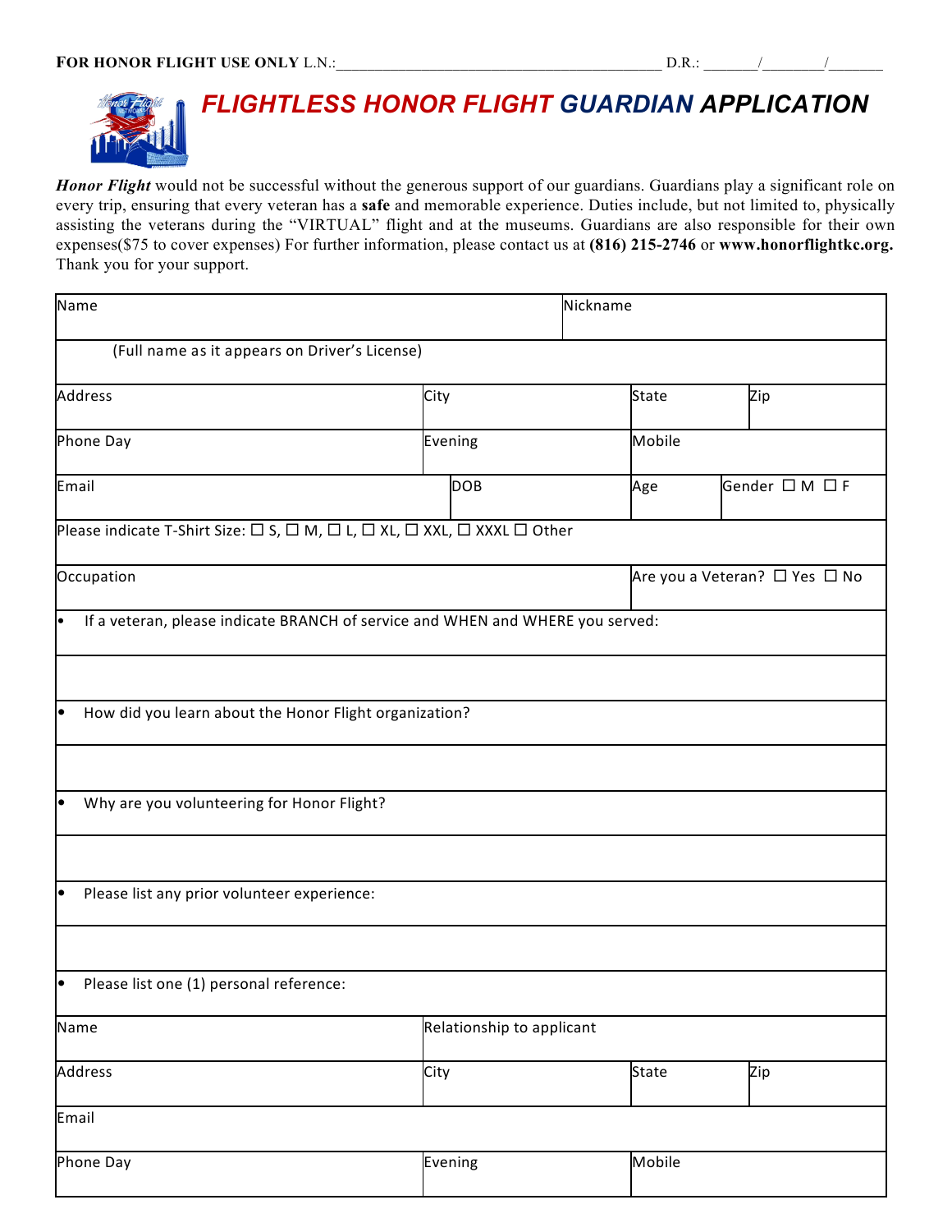**FOR HONOR FLIGHT USE ONLY** L.N.:\_\_\_\_\_\_\_\_\_\_\_\_\_\_\_\_\_\_\_\_\_\_\_\_\_\_\_\_\_\_\_\_\_\_\_\_\_\_\_\_ D.R.: \_\_\_\_\_\_\_/\_\_\_\_\_\_\_\_/\_\_\_\_\_\_\_

# FLIGHTLESS HONOR FLIGHT GUARDIAN APPLICATION

***Honor Flight*** would not be successful without the generous support of our guardians. Guardians play a significant role on every trip, ensuring that every veteran has a **safe** and memorable experience. Duties include, but not limited to, physically assisting the veterans during the "VIRTUAL" flight and at the museums. Guardians are also responsible for their own expenses($75 to cover expenses) For further information, please contact us at **(816) 215-2746** or **www.honorflightkc.org.** Thank you for your support.

| | | | |
|---|---|---|---|
| Name | | Nickname | |
| (Full name as it appears on Driver's License) | | | |
| Address | City | State | Zip |
| Phone Day | Evening | Mobile | |
| Email | DOB | Age | Gender ☐ M ☐ F |
| Please indicate T-Shirt Size: ☐ S, ☐ M, ☐ L, ☐ XL, ☐ XXL, ☐ XXXL ☐ Other | | | |
| Occupation | | Are you a Veteran? ☐ Yes ☐ No | |
| • If a veteran, please indicate BRANCH of service and WHEN and WHERE you served: | | | |
| | | | |
| • How did you learn about the Honor Flight organization? | | | |
| | | | |
| • Why are you volunteering for Honor Flight? | | | |
| | | | |
| • Please list any prior volunteer experience: | | | |
| | | | |
| • Please list one (1) personal reference: | | | |
| Name | Relationship to applicant | | |
| Address | City | State | Zip |
| Email | | | |
| Phone Day | Evening | Mobile | |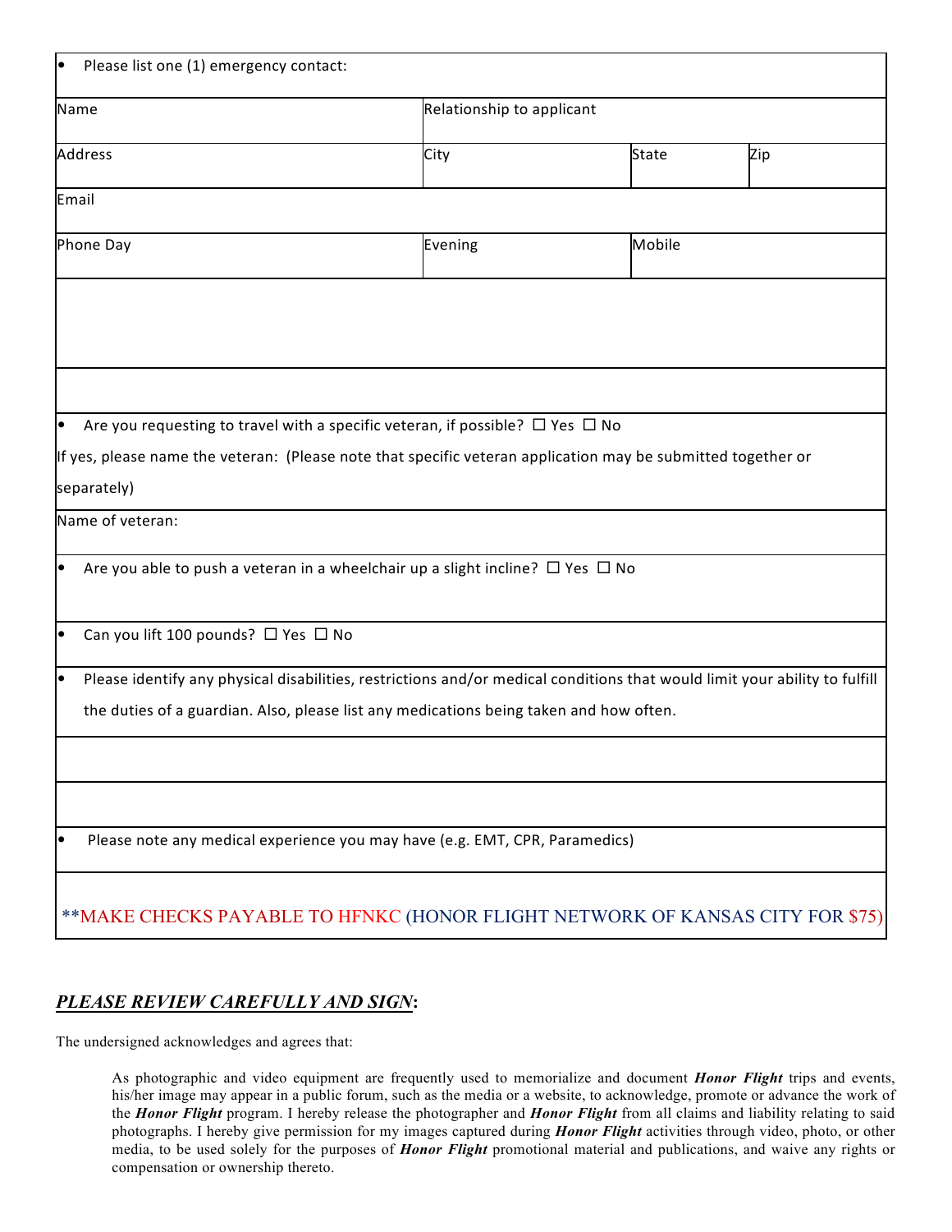- Please list one (1) emergency contact:

| Name | Relationship to applicant | | |
|---|---|---|---|
| Address | City | State | Zip |
| Email | | | |
| Phone Day | Evening | Mobile | |

- Are you requesting to travel with a specific veteran, if possible? ☐ Yes ☐ No

If yes, please name the veteran: (Please note that specific veteran application may be submitted together or separately)

Name of veteran:

- Are you able to push a veteran in a wheelchair up a slight incline? ☐ Yes ☐ No

- Can you lift 100 pounds? ☐ Yes ☐ No

- Please identify any physical disabilities, restrictions and/or medical conditions that would limit your ability to fulfill the duties of a guardian. Also, please list any medications being taken and how often.

- Please note any medical experience you may have (e.g. EMT, CPR, Paramedics)

**MAKE CHECKS PAYABLE TO HFNKC (HONOR FLIGHT NETWORK OF KANSAS CITY FOR $75)

## ***PLEASE REVIEW CAREFULLY AND SIGN*:**

The undersigned acknowledges and agrees that:

> As photographic and video equipment are frequently used to memorialize and document ***Honor Flight*** trips and events, his/her image may appear in a public forum, such as the media or a website, to acknowledge, promote or advance the work of the ***Honor Flight*** program. I hereby release the photographer and ***Honor Flight*** from all claims and liability relating to said photographs. I hereby give permission for my images captured during ***Honor Flight*** activities through video, photo, or other media, to be used solely for the purposes of ***Honor Flight*** promotional material and publications, and waive any rights or compensation or ownership thereto.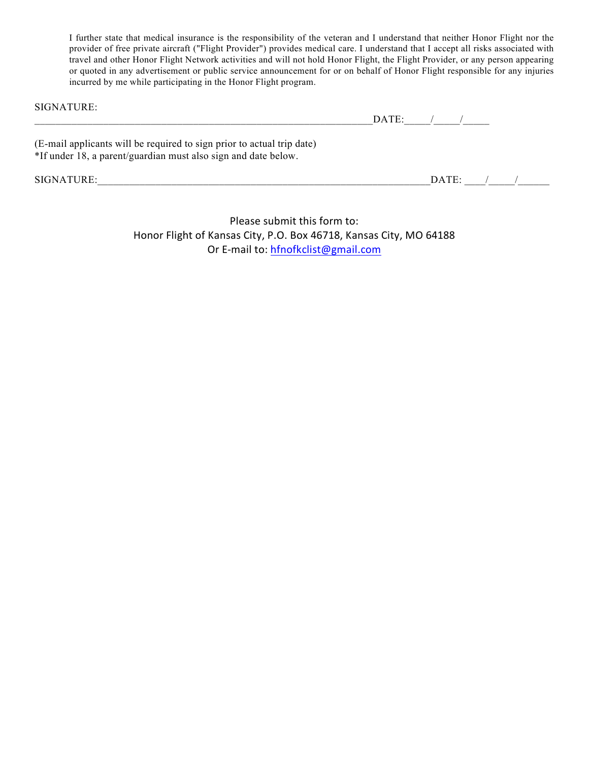I further state that medical insurance is the responsibility of the veteran and I understand that neither Honor Flight nor the provider of free private aircraft ("Flight Provider") provides medical care. I understand that I accept all risks associated with travel and other Honor Flight Network activities and will not hold Honor Flight, the Flight Provider, or any person appearing or quoted in any advertisement or public service announcement for or on behalf of Honor Flight responsible for any injuries incurred by me while participating in the Honor Flight program.

SIGNATURE:

_________________________________________________________________DATE:_____/_____/_____

(E-mail applicants will be required to sign prior to actual trip date)
*If under 18, a parent/guardian must also sign and date below.

SIGNATURE:_________________________________________________________________DATE: ____/_____/______

Please submit this form to:
Honor Flight of Kansas City, P.O. Box 46718, Kansas City, MO 64188
Or E-mail to: hfnofkclist@gmail.com